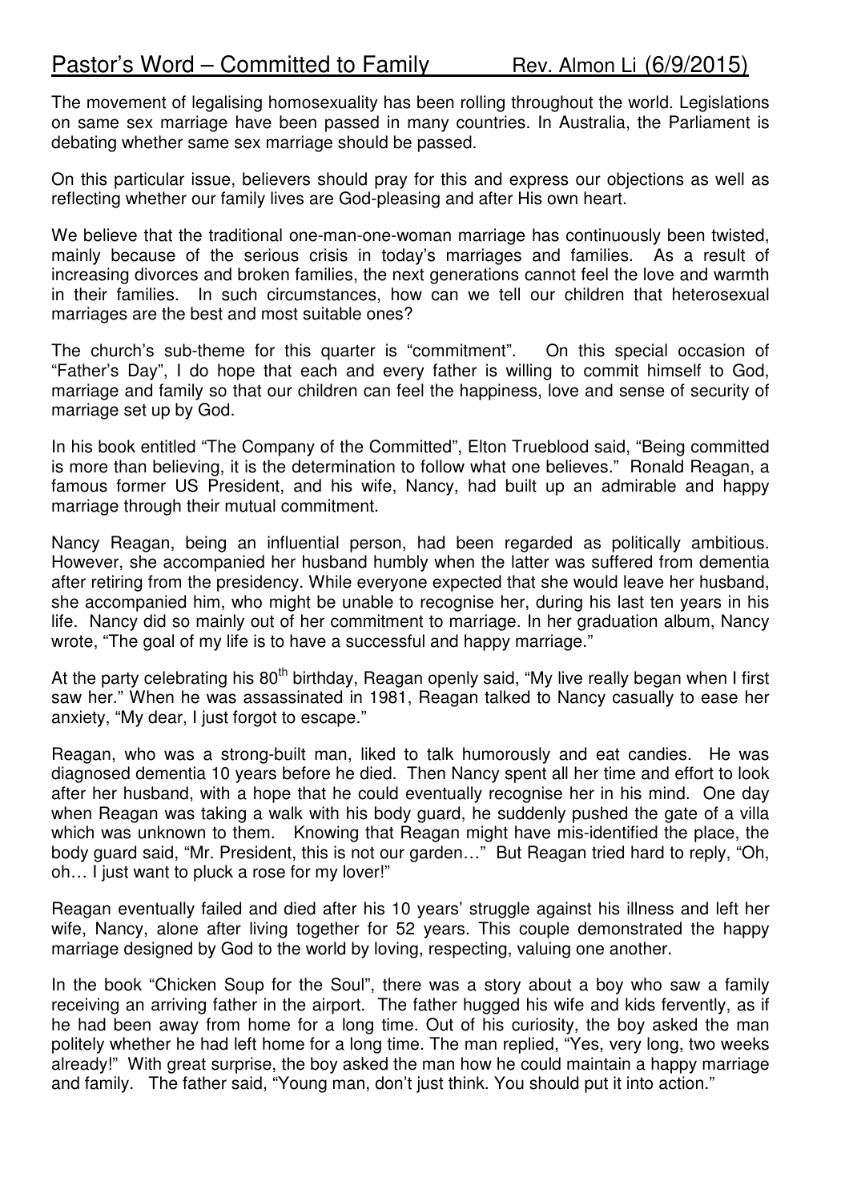# Pastor's Word – Committed to Family Rev. Almon Li (6/9/2015)

The movement of legalising homosexuality has been rolling throughout the world. Legislations on same sex marriage have been passed in many countries. In Australia, the Parliament is debating whether same sex marriage should be passed.

On this particular issue, believers should pray for this and express our objections as well as reflecting whether our family lives are God-pleasing and after His own heart.

We believe that the traditional one-man-one-woman marriage has continuously been twisted, mainly because of the serious crisis in today's marriages and families. As a result of increasing divorces and broken families, the next generations cannot feel the love and warmth in their families. In such circumstances, how can we tell our children that heterosexual marriages are the best and most suitable ones?

The church's sub-theme for this quarter is "commitment". On this special occasion of "Father's Day", I do hope that each and every father is willing to commit himself to God, marriage and family so that our children can feel the happiness, love and sense of security of marriage set up by God.

In his book entitled "The Company of the Committed", Elton Trueblood said, "Being committed is more than believing, it is the determination to follow what one believes." Ronald Reagan, a famous former US President, and his wife, Nancy, had built up an admirable and happy marriage through their mutual commitment.

Nancy Reagan, being an influential person, had been regarded as politically ambitious. However, she accompanied her husband humbly when the latter was suffered from dementia after retiring from the presidency. While everyone expected that she would leave her husband, she accompanied him, who might be unable to recognise her, during his last ten years in his life. Nancy did so mainly out of her commitment to marriage. In her graduation album, Nancy wrote, "The goal of my life is to have a successful and happy marriage."

At the party celebrating his 80th birthday, Reagan openly said, "My live really began when I first saw her." When he was assassinated in 1981, Reagan talked to Nancy casually to ease her anxiety, "My dear, I just forgot to escape."

Reagan, who was a strong-built man, liked to talk humorously and eat candies. He was diagnosed dementia 10 years before he died. Then Nancy spent all her time and effort to look after her husband, with a hope that he could eventually recognise her in his mind. One day when Reagan was taking a walk with his body guard, he suddenly pushed the gate of a villa which was unknown to them. Knowing that Reagan might have mis-identified the place, the body guard said, "Mr. President, this is not our garden…" But Reagan tried hard to reply, "Oh, oh… I just want to pluck a rose for my lover!"

Reagan eventually failed and died after his 10 years' struggle against his illness and left her wife, Nancy, alone after living together for 52 years. This couple demonstrated the happy marriage designed by God to the world by loving, respecting, valuing one another.

In the book "Chicken Soup for the Soul", there was a story about a boy who saw a family receiving an arriving father in the airport. The father hugged his wife and kids fervently, as if he had been away from home for a long time. Out of his curiosity, the boy asked the man politely whether he had left home for a long time. The man replied, "Yes, very long, two weeks already!" With great surprise, the boy asked the man how he could maintain a happy marriage and family. The father said, "Young man, don't just think. You should put it into action."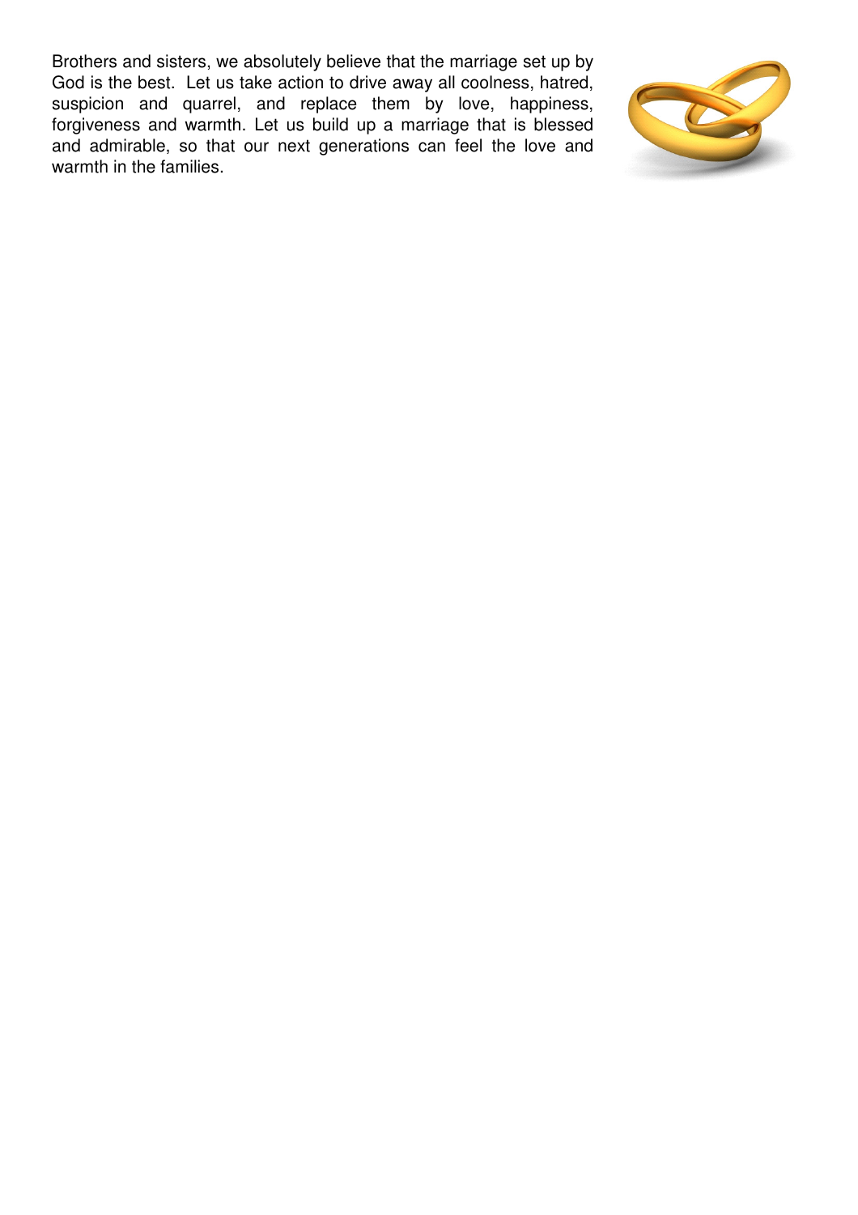Brothers and sisters, we absolutely believe that the marriage set up by God is the best. Let us take action to drive away all coolness, hatred, suspicion and quarrel, and replace them by love, happiness, forgiveness and warmth. Let us build up a marriage that is blessed and admirable, so that our next generations can feel the love and warmth in the families.